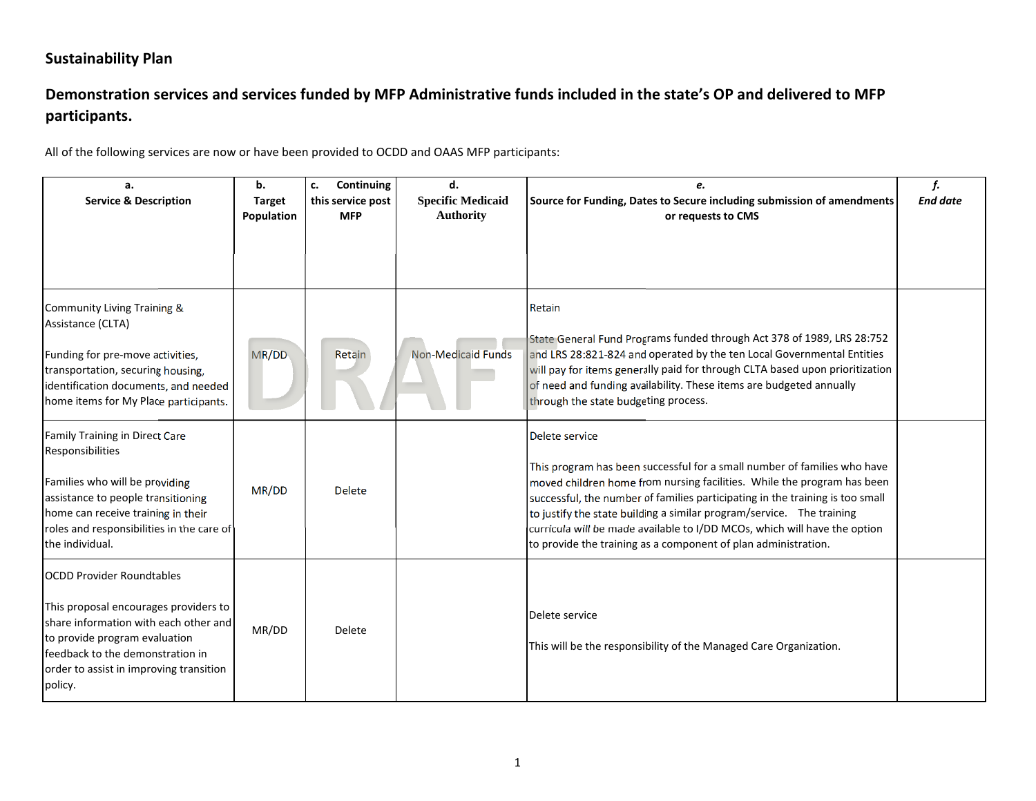## Sustainability Plan

## Demonstration services and services funded by MFP Administrative funds included in the state's OP and delivered to MFP participants.

All of the following services are now or have been provided to OCDD and OAAS MFP participants:

| a. Service & Description | b. Target Population | c. Continuing this service post MFP | d. Specific Medicaid Authority | e. Source for Funding, Dates to Secure including submission of amendments or requests to CMS | *f. End date* |
|---|---|---|---|---|---|
| Community Living Training & Assistance (CLTA)<br><br>Funding for pre-move activities, transportation, securing housing, identification documents, and needed home items for My Place participants. | MR/DD | Retain | Non-Medicaid Funds | Retain<br><br>State General Fund Programs funded through Act 378 of 1989, LRS 28:752 and LRS 28:821-824 and operated by the ten Local Governmental Entities will pay for items generally paid for through CLTA based upon prioritization of need and funding availability. These items are budgeted annually through the state budgeting process. | |
| Family Training in Direct Care Responsibilities<br><br>Families who will be providing assistance to people transitioning home can receive training in their roles and responsibilities in the care of the individual. | MR/DD | Delete | | Delete service<br><br>This program has been successful for a small number of families who have moved children home from nursing facilities. While the program has been successful, the number of families participating in the training is too small to justify the state building a similar program/service. The training curricula will be made available to I/DD MCOs, which will have the option to provide the training as a component of plan administration. | |
| OCDD Provider Roundtables<br><br>This proposal encourages providers to share information with each other and to provide program evaluation feedback to the demonstration in order to assist in improving transition policy. | MR/DD | Delete | | Delete service<br><br>This will be the responsibility of the Managed Care Organization. | |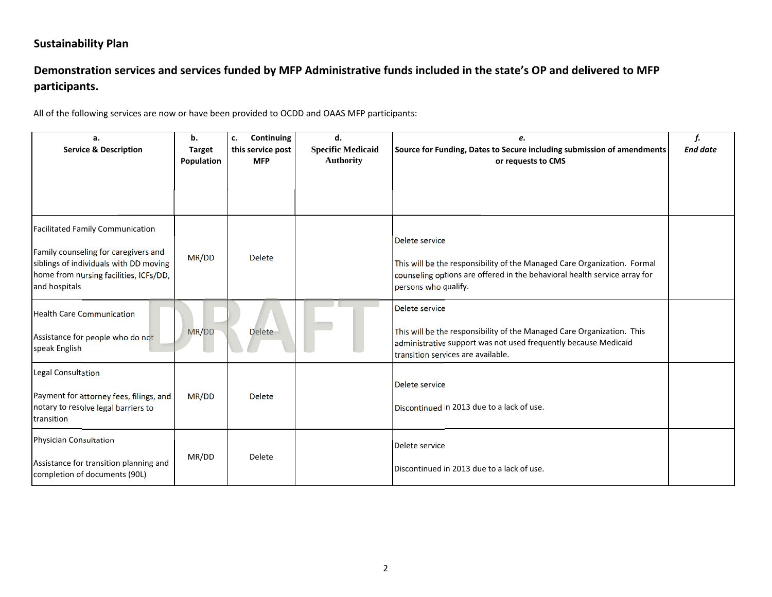## Sustainability Plan

### Demonstration services and services funded by MFP Administrative funds included in the state's OP and delivered to MFP participants.

All of the following services are now or have been provided to OCDD and OAAS MFP participants:

| a. Service & Description | b. Target Population | c. Continuing this service post MFP | d. Specific Medicaid Authority | e. Source for Funding, Dates to Secure including submission of amendments or requests to CMS | *f. End date* |
|---|---|---|---|---|---|
| Facilitated Family Communication<br><br>Family counseling for caregivers and siblings of individuals with DD moving home from nursing facilities, ICFs/DD, and hospitals | MR/DD | Delete | | Delete service<br><br>This will be the responsibility of the Managed Care Organization. Formal counseling options are offered in the behavioral health service array for persons who qualify. | |
| Health Care Communication<br><br>Assistance for people who do not speak English | MR/DD | Delete | | Delete service<br><br>This will be the responsibility of the Managed Care Organization. This administrative support was not used frequently because Medicaid transition services are available. | |
| Legal Consultation<br><br>Payment for attorney fees, filings, and notary to resolve legal barriers to transition | MR/DD | Delete | | Delete service<br><br>Discontinued in 2013 due to a lack of use. | |
| Physician Consultation<br><br>Assistance for transition planning and completion of documents (90L) | MR/DD | Delete | | Delete service<br><br>Discontinued in 2013 due to a lack of use. | |

DRAFT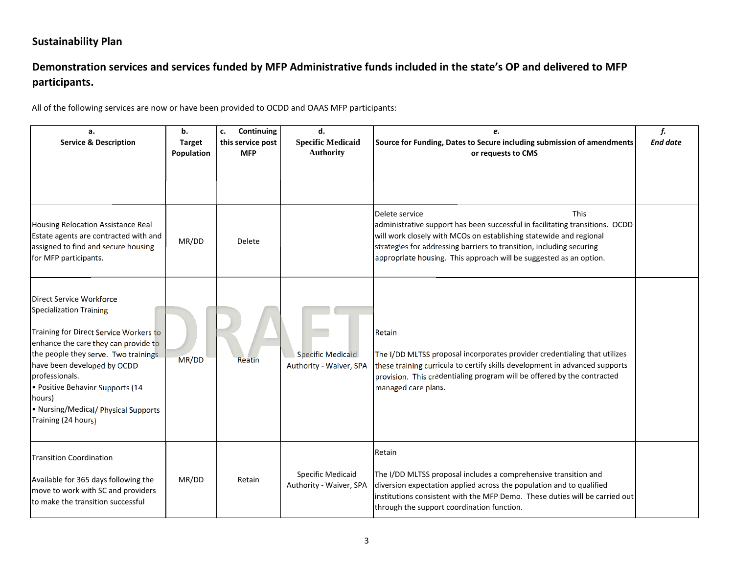**Sustainability Plan**

**Demonstration services and services funded by MFP Administrative funds included in the state's OP and delivered to MFP participants.**

All of the following services are now or have been provided to OCDD and OAAS MFP participants:

| a. Service & Description | b. Target Population | c. Continuing this service post MFP | d. Specific Medicaid Authority | e. Source for Funding, Dates to Secure including submission of amendments or requests to CMS | f. End date |
|---|---|---|---|---|---|
| Housing Relocation Assistance Real Estate agents are contracted with and assigned to find and secure housing for MFP participants. | MR/DD | Delete | | Delete service This administrative support has been successful in facilitating transitions. OCDD will work closely with MCOs on establishing statewide and regional strategies for addressing barriers to transition, including securing appropriate housing. This approach will be suggested as an option. | |
| Direct Service Workforce Specialization Training<br><br>Training for Direct Service Workers to enhance the care they can provide to the people they serve. Two trainings have been developed by OCDD professionals.<br>• Positive Behavior Supports (14 hours)<br>• Nursing/Medical/ Physical Supports Training (24 hours) | MR/DD | Reatin | Specific Medicaid Authority - Waiver, SPA | Retain<br><br>The I/DD MLTSS proposal incorporates provider credentialing that utilizes these training curricula to certify skills development in advanced supports provision. This credentialing program will be offered by the contracted managed care plans. | |
| Transition Coordination<br><br>Available for 365 days following the move to work with SC and providers to make the transition successful | MR/DD | Retain | Specific Medicaid Authority - Waiver, SPA | Retain<br><br>The I/DD MLTSS proposal includes a comprehensive transition and diversion expectation applied across the population and to qualified institutions consistent with the MFP Demo. These duties will be carried out through the support coordination function. | |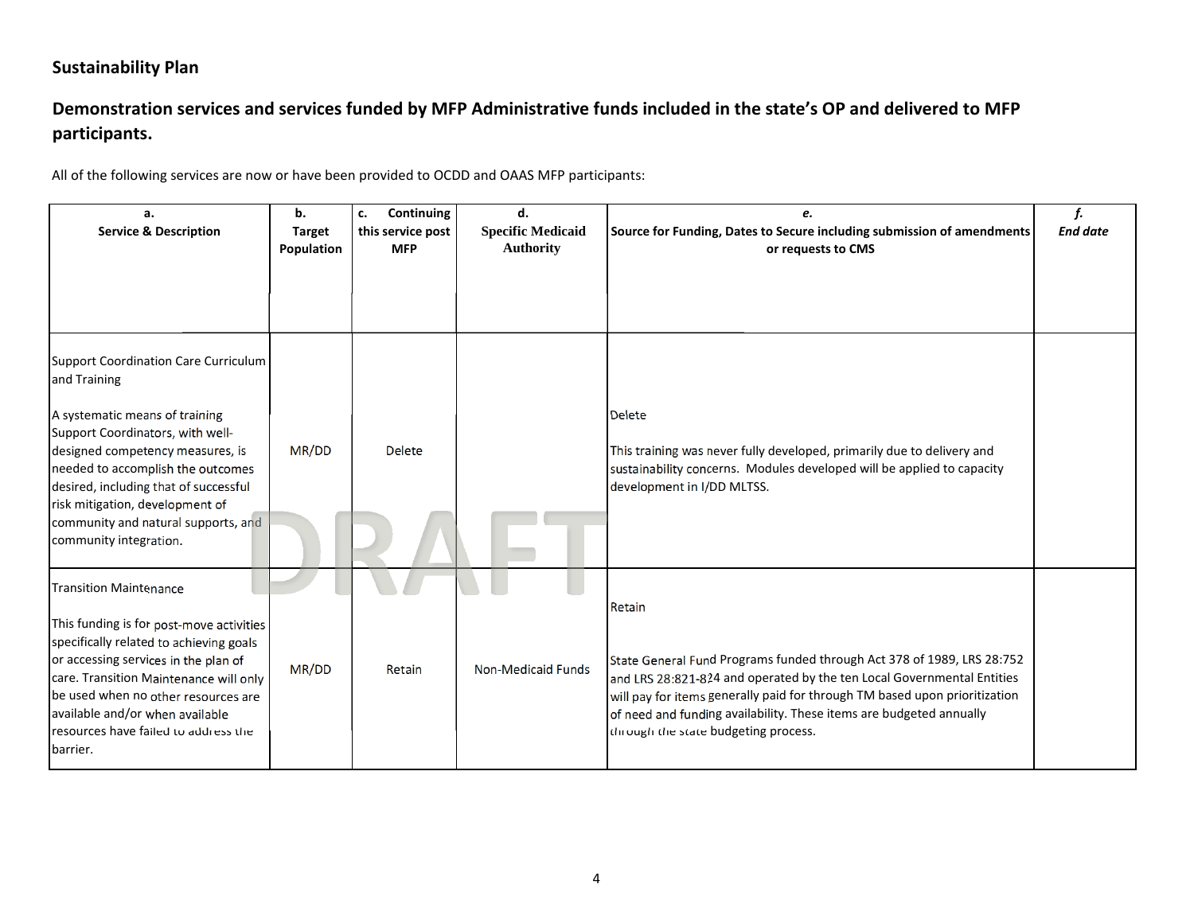## Sustainability Plan

### Demonstration services and services funded by MFP Administrative funds included in the state's OP and delivered to MFP participants.

All of the following services are now or have been provided to OCDD and OAAS MFP participants:

| a. Service & Description | b. Target Population | c. Continuing this service post MFP | d. Specific Medicaid Authority | e. Source for Funding, Dates to Secure including submission of amendments or requests to CMS | f. *End date* |
|---|---|---|---|---|---|
| Support Coordination Care Curriculum and Training<br><br>A systematic means of training Support Coordinators, with well-designed competency measures, is needed to accomplish the outcomes desired, including that of successful risk mitigation, development of community and natural supports, and community integration. | MR/DD | Delete | | Delete<br><br>This training was never fully developed, primarily due to delivery and sustainability concerns. Modules developed will be applied to capacity development in I/DD MLTSS. | |
| Transition Maintenance<br><br>This funding is for post-move activities specifically related to achieving goals or accessing services in the plan of care. Transition Maintenance will only be used when no other resources are available and/or when available resources have failed to address the barrier. | MR/DD | Retain | Non-Medicaid Funds | Retain<br><br>State General Fund Programs funded through Act 378 of 1989, LRS 28:752 and LRS 28:821-824 and operated by the ten Local Governmental Entities will pay for items generally paid for through TM based upon prioritization of need and funding availability. These items are budgeted annually through the state budgeting process. | |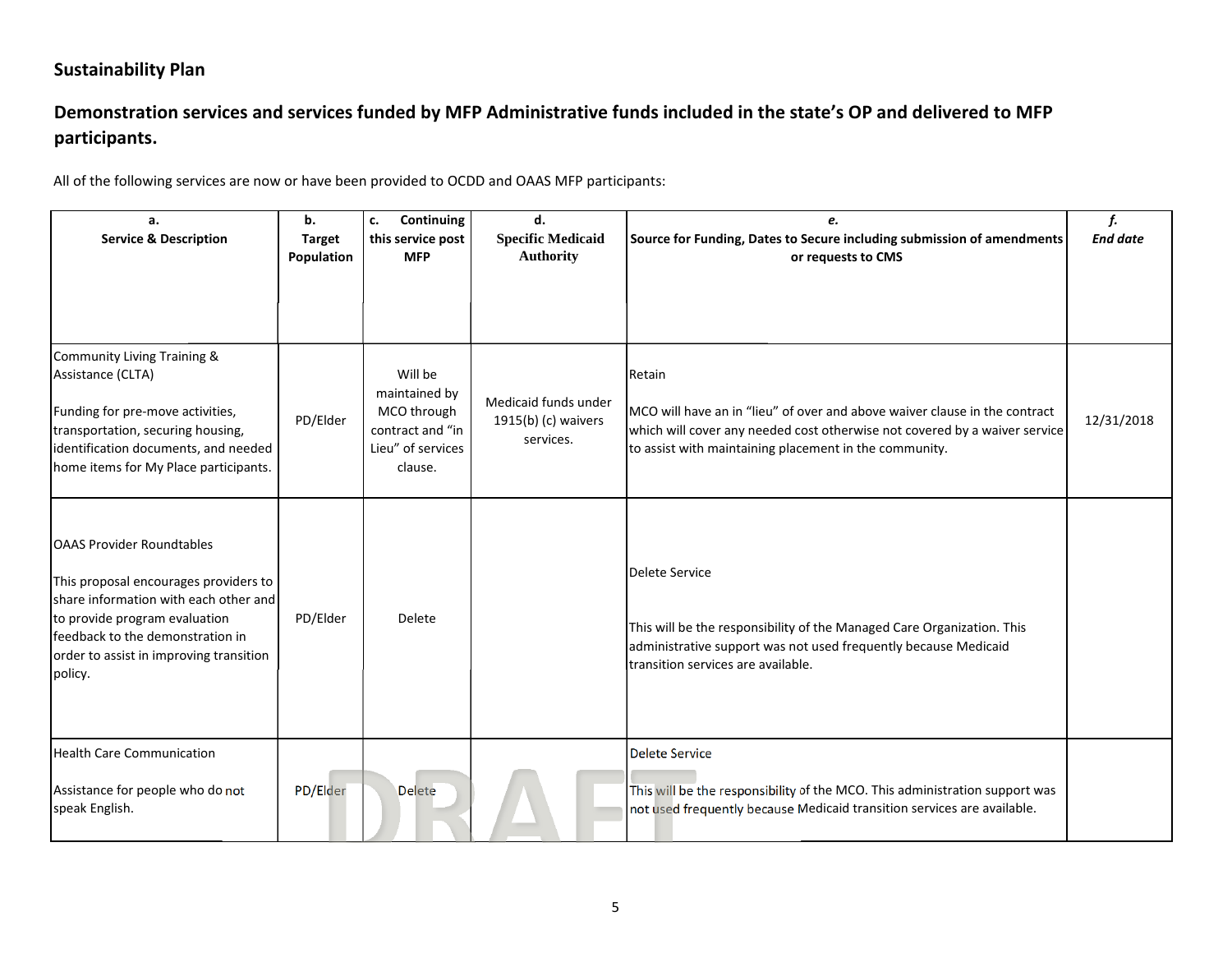## Sustainability Plan

## Demonstration services and services funded by MFP Administrative funds included in the state's OP and delivered to MFP participants.

All of the following services are now or have been provided to OCDD and OAAS MFP participants:

| a. Service & Description | b. Target Population | c. Continuing this service post MFP | d. Specific Medicaid Authority | e. Source for Funding, Dates to Secure including submission of amendments or requests to CMS | f. End date |
|---|---|---|---|---|---|
| Community Living Training & Assistance (CLTA)<br><br>Funding for pre-move activities, transportation, securing housing, identification documents, and needed home items for My Place participants. | PD/Elder | Will be maintained by MCO through contract and "in Lieu" of services clause. | Medicaid funds under 1915(b) (c) waivers services. | Retain<br><br>MCO will have an in "lieu" of over and above waiver clause in the contract which will cover any needed cost otherwise not covered by a waiver service to assist with maintaining placement in the community. | 12/31/2018 |
| OAAS Provider Roundtables<br><br>This proposal encourages providers to share information with each other and to provide program evaluation feedback to the demonstration in order to assist in improving transition policy. | PD/Elder | Delete | | Delete Service<br><br>This will be the responsibility of the Managed Care Organization. This administrative support was not used frequently because Medicaid transition services are available. | |
| Health Care Communication<br><br>Assistance for people who do not speak English. | PD/Elder | Delete | | Delete Service<br><br>This will be the responsibility of the MCO. This administration support was not used frequently because Medicaid transition services are available. | |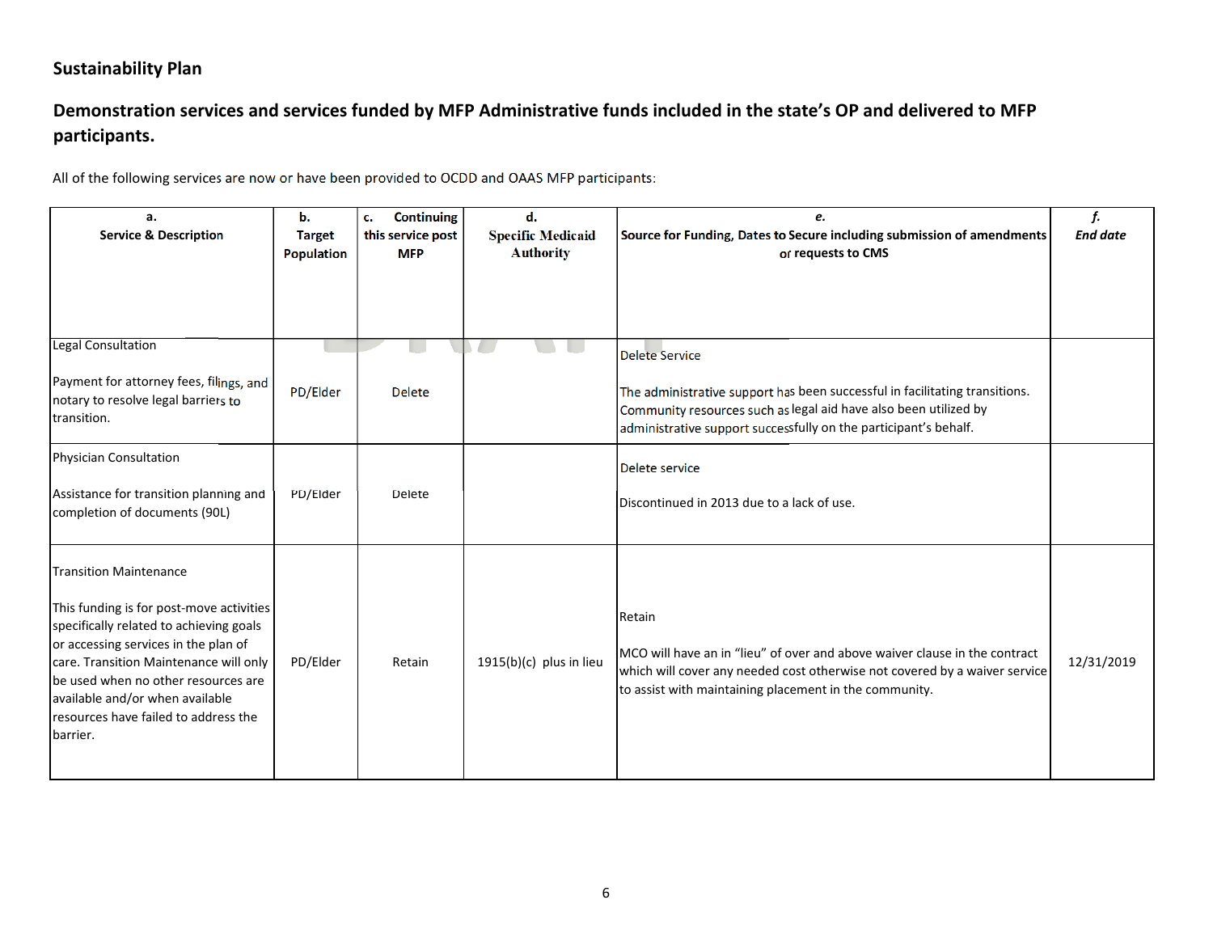## Sustainability Plan

## Demonstration services and services funded by MFP Administrative funds included in the state's OP and delivered to MFP participants.

All of the following services are now or have been provided to OCDD and OAAS MFP participants:

| a. Service & Description | b. Target Population | c. Continuing this service post MFP | d. Specific Medicaid Authority | e. Source for Funding, Dates to Secure including submission of amendments or requests to CMS | f. End date |
|---|---|---|---|---|---|
| Legal Consultation<br><br>Payment for attorney fees, filings, and notary to resolve legal barriers to transition. | PD/Elder | Delete | | Delete Service<br><br>The administrative support has been successful in facilitating transitions. Community resources such as legal aid have also been utilized by administrative support successfully on the participant's behalf. | |
| Physician Consultation<br><br>Assistance for transition planning and completion of documents (90L) | PD/Elder | Delete | | Delete service<br><br>Discontinued in 2013 due to a lack of use. | |
| Transition Maintenance<br><br>This funding is for post-move activities specifically related to achieving goals or accessing services in the plan of care. Transition Maintenance will only be used when no other resources are available and/or when available resources have failed to address the barrier. | PD/Elder | Retain | 1915(b)(c) plus in lieu | Retain<br><br>MCO will have an in "lieu" of over and above waiver clause in the contract which will cover any needed cost otherwise not covered by a waiver service to assist with maintaining placement in the community. | 12/31/2019 |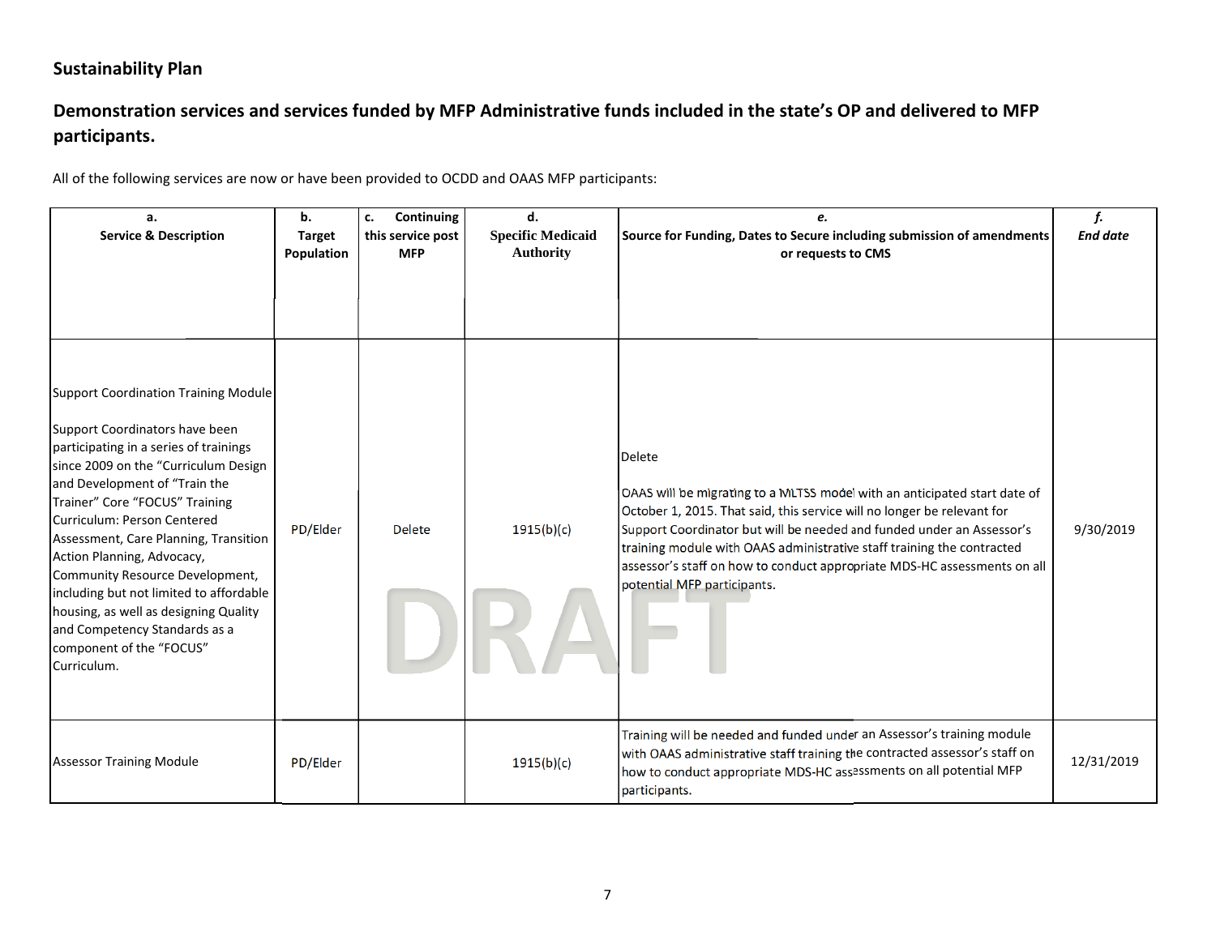**Sustainability Plan**

**Demonstration services and services funded by MFP Administrative funds included in the state's OP and delivered to MFP participants.**

All of the following services are now or have been provided to OCDD and OAAS MFP participants:

| a. Service & Description | b. Target Population | c. Continuing this service post MFP | d. Specific Medicaid Authority | e. Source for Funding, Dates to Secure including submission of amendments or requests to CMS | f. *End date* |
|---|---|---|---|---|---|
| Support Coordination Training Module<br><br>Support Coordinators have been participating in a series of trainings since 2009 on the "Curriculum Design and Development of "Train the Trainer" Core "FOCUS" Training Curriculum: Person Centered Assessment, Care Planning, Transition Action Planning, Advocacy, Community Resource Development, including but not limited to affordable housing, as well as designing Quality and Competency Standards as a component of the "FOCUS" Curriculum. | PD/Elder | Delete | 1915(b)(c) | Delete<br><br>OAAS will be migrating to a MLTSS model with an anticipated start date of October 1, 2015. That said, this service will no longer be relevant for Support Coordinator but will be needed and funded under an Assessor's training module with OAAS administrative staff training the contracted assessor's staff on how to conduct appropriate MDS-HC assessments on all potential MFP participants. | 9/30/2019 |
| Assessor Training Module | PD/Elder | | 1915(b)(c) | Training will be needed and funded under an Assessor's training module with OAAS administrative staff training the contracted assessor's staff on how to conduct appropriate MDS-HC assessments on all potential MFP participants. | 12/31/2019 |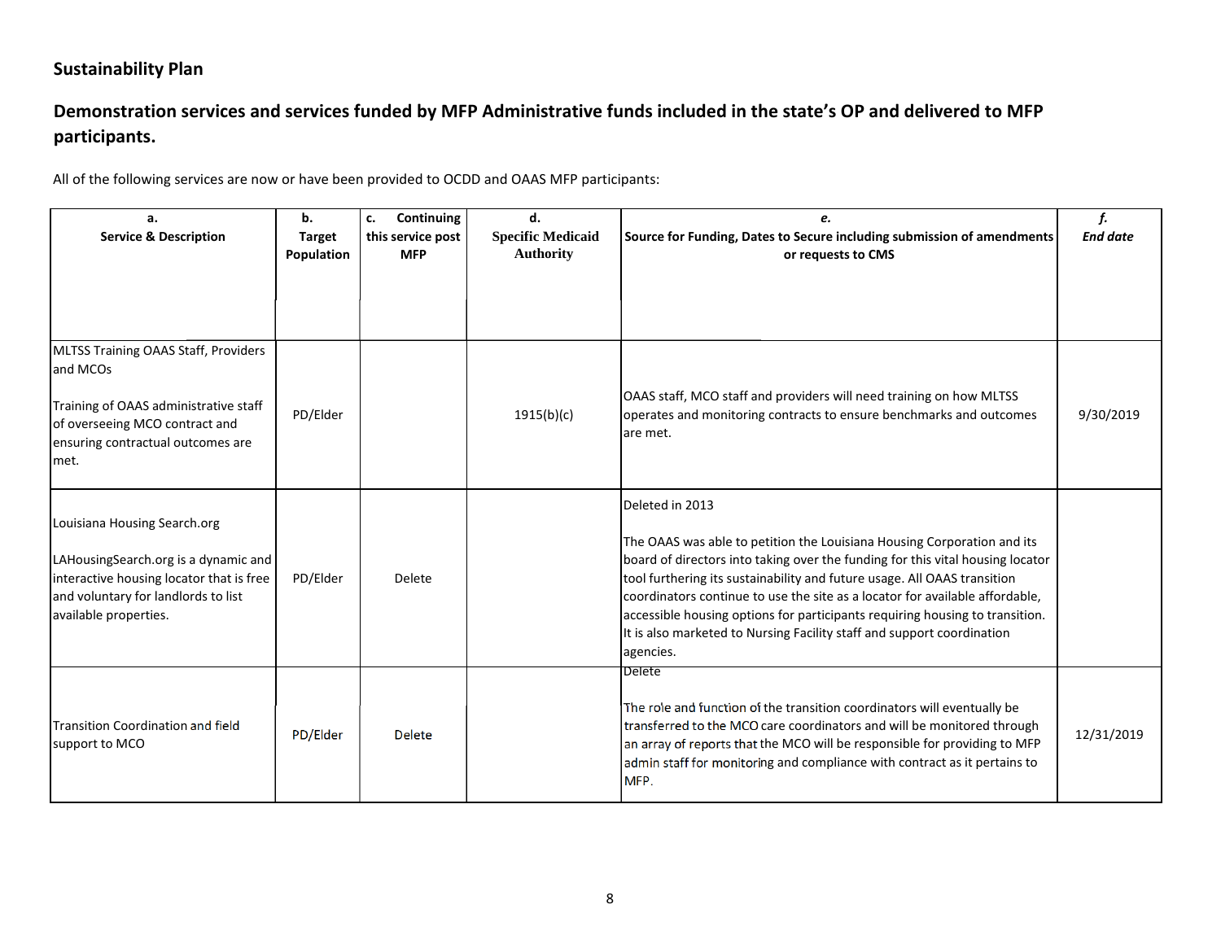## Sustainability Plan

### Demonstration services and services funded by MFP Administrative funds included in the state's OP and delivered to MFP participants.

All of the following services are now or have been provided to OCDD and OAAS MFP participants:

| a. Service & Description | b. Target Population | c. Continuing this service post MFP | d. Specific Medicaid Authority | e. Source for Funding, Dates to Secure including submission of amendments or requests to CMS | *f. End date* |
|---|---|---|---|---|---|
| MLTSS Training OAAS Staff, Providers and MCOs<br><br>Training of OAAS administrative staff of overseeing MCO contract and ensuring contractual outcomes are met. | PD/Elder | | 1915(b)(c) | OAAS staff, MCO staff and providers will need training on how MLTSS operates and monitoring contracts to ensure benchmarks and outcomes are met. | 9/30/2019 |
| Louisiana Housing Search.org<br><br>LAHousingSearch.org is a dynamic and interactive housing locator that is free and voluntary for landlords to list available properties. | PD/Elder | Delete | | Deleted in 2013<br><br>The OAAS was able to petition the Louisiana Housing Corporation and its board of directors into taking over the funding for this vital housing locator tool furthering its sustainability and future usage. All OAAS transition coordinators continue to use the site as a locator for available affordable, accessible housing options for participants requiring housing to transition. It is also marketed to Nursing Facility staff and support coordination agencies. | |
| Transition Coordination and field support to MCO | PD/Elder | Delete | | Delete<br><br>The role and function of the transition coordinators will eventually be transferred to the MCO care coordinators and will be monitored through an array of reports that the MCO will be responsible for providing to MFP admin staff for monitoring and compliance with contract as it pertains to MFP. | 12/31/2019 |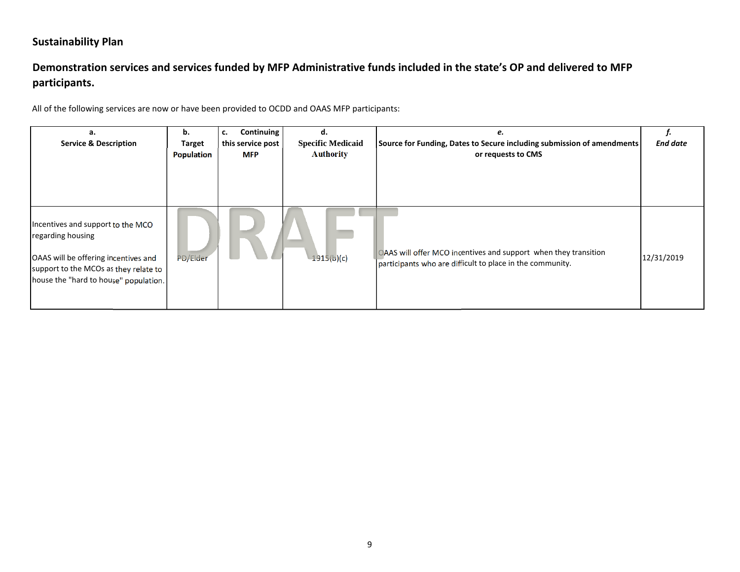## Sustainability Plan

## Demonstration services and services funded by MFP Administrative funds included in the state's OP and delivered to MFP participants.

All of the following services are now or have been provided to OCDD and OAAS MFP participants:

| a. Service & Description | b. Target Population | c. Continuing this service post MFP | d. Specific Medicaid Authority | *e.* **Source for Funding, Dates to Secure including submission of amendments or requests to CMS** | *f.* ***End date*** |
|---|---|---|---|---|---|
| Incentives and support to the MCO regarding housing<br><br>OAAS will be offering incentives and support to the MCOs as they relate to house the "hard to house" population. | PD/Elder | | 1915(b)(c) | OAAS will offer MCO incentives and support when they transition participants who are difficult to place in the community. | 12/31/2019 |

DRAFT